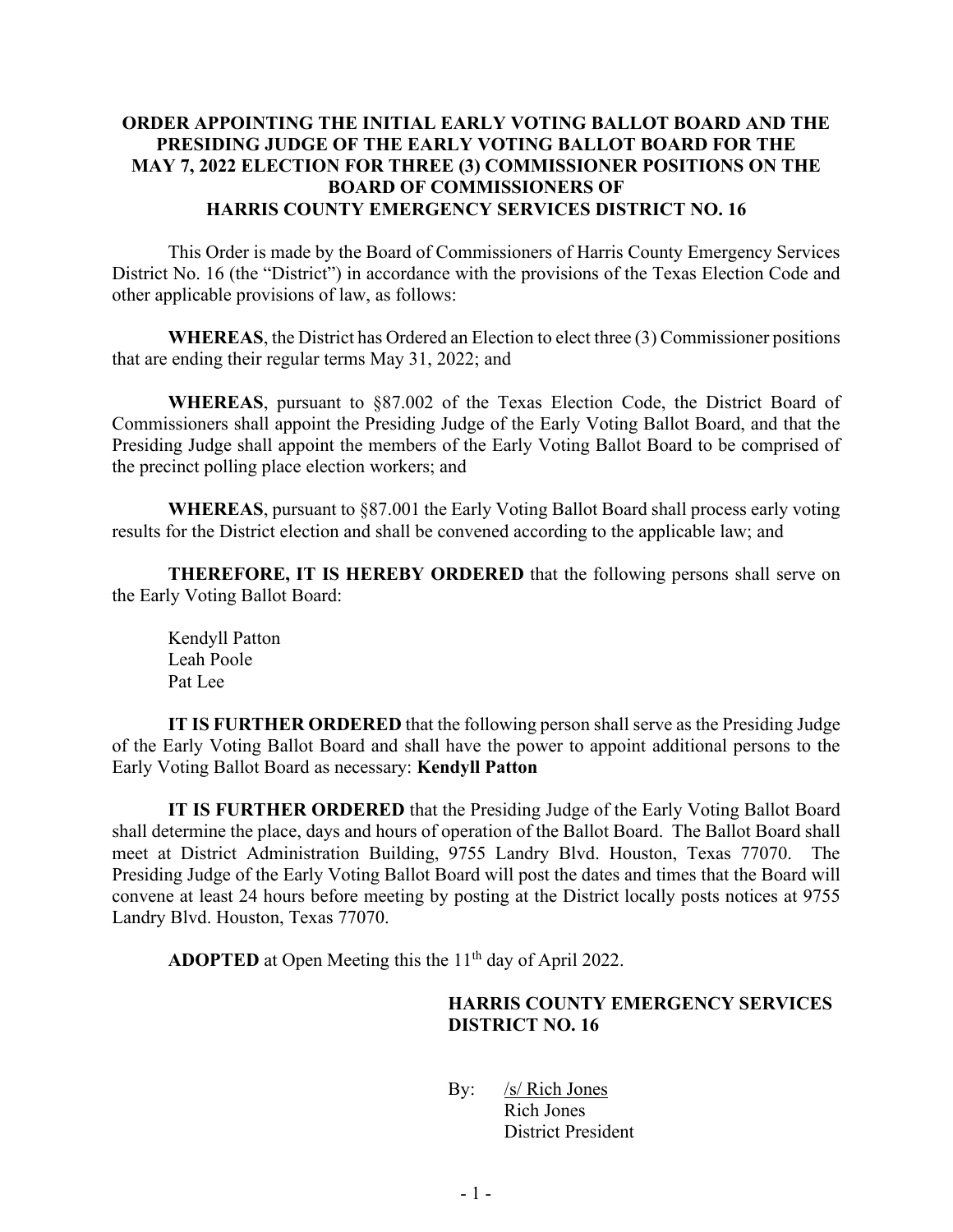# ORDER APPOINTING THE INITIAL EARLY VOTING BALLOT BOARD AND THE PRESIDING JUDGE OF THE EARLY VOTING BALLOT BOARD FOR THE MAY 7, 2022 ELECTION FOR THREE (3) COMMISSIONER POSITIONS ON THE BOARD OF COMMISSIONERS OF HARRIS COUNTY EMERGENCY SERVICES DISTRICT NO. 16

This Order is made by the Board of Commissioners of Harris County Emergency Services District No. 16 (the "District") in accordance with the provisions of the Texas Election Code and other applicable provisions of law, as follows:

**WHEREAS**, the District has Ordered an Election to elect three (3) Commissioner positions that are ending their regular terms May 31, 2022; and

**WHEREAS**, pursuant to §87.002 of the Texas Election Code, the District Board of Commissioners shall appoint the Presiding Judge of the Early Voting Ballot Board, and that the Presiding Judge shall appoint the members of the Early Voting Ballot Board to be comprised of the precinct polling place election workers; and

**WHEREAS**, pursuant to §87.001 the Early Voting Ballot Board shall process early voting results for the District election and shall be convened according to the applicable law; and

**THEREFORE, IT IS HEREBY ORDERED** that the following persons shall serve on the Early Voting Ballot Board:

Kendyll Patton  
Leah Poole  
Pat Lee

**IT IS FURTHER ORDERED** that the following person shall serve as the Presiding Judge of the Early Voting Ballot Board and shall have the power to appoint additional persons to the Early Voting Ballot Board as necessary: **Kendyll Patton**

**IT IS FURTHER ORDERED** that the Presiding Judge of the Early Voting Ballot Board shall determine the place, days and hours of operation of the Ballot Board. The Ballot Board shall meet at District Administration Building, 9755 Landry Blvd. Houston, Texas 77070. The Presiding Judge of the Early Voting Ballot Board will post the dates and times that the Board will convene at least 24 hours before meeting by posting at the District locally posts notices at 9755 Landry Blvd. Houston, Texas 77070.

**ADOPTED** at Open Meeting this the 11th day of April 2022.

**HARRIS COUNTY EMERGENCY SERVICES DISTRICT NO. 16**

By: /s/ Rich Jones  
Rich Jones  
District President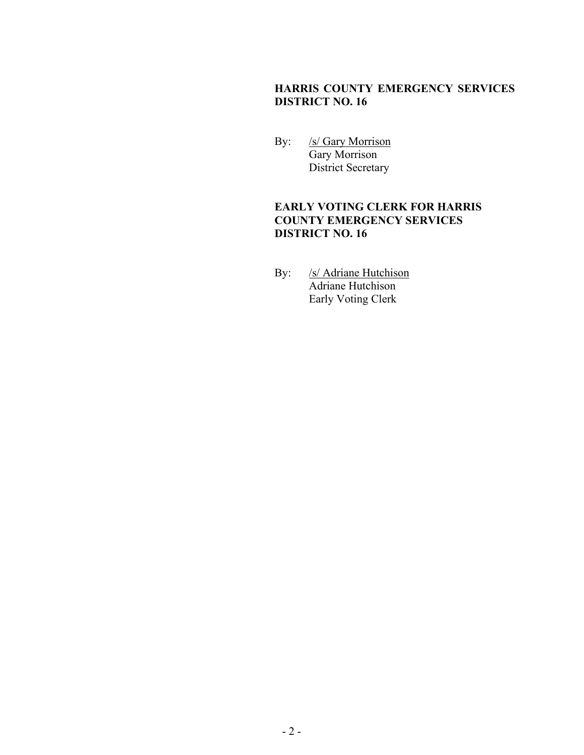**HARRIS COUNTY EMERGENCY SERVICES DISTRICT NO. 16**

By: /s/ Gary Morrison
Gary Morrison
District Secretary

**EARLY VOTING CLERK FOR HARRIS COUNTY EMERGENCY SERVICES DISTRICT NO. 16**

By: /s/ Adriane Hutchison
Adriane Hutchison
Early Voting Clerk